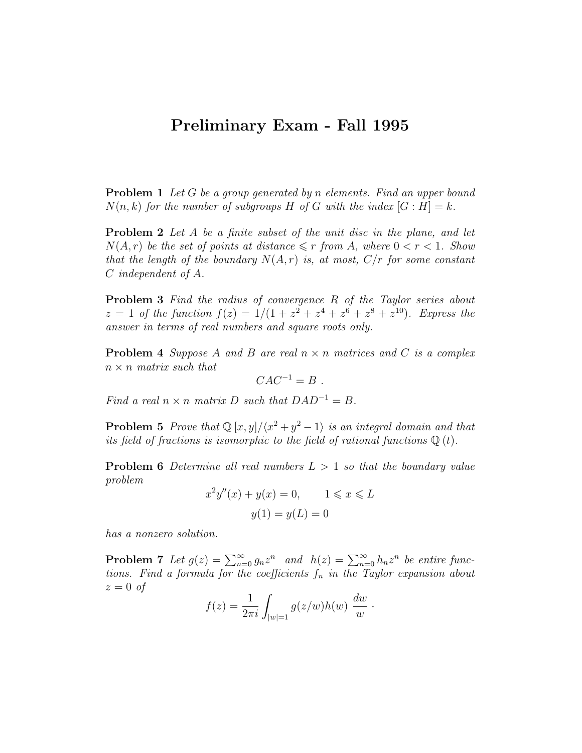# Preliminary Exam - Fall 1995

**Problem 1** *Let $G$ be a group generated by $n$ elements. Find an upper bound $N(n,k)$ for the number of subgroups $H$ of $G$ with the index $[G:H]=k$.*

**Problem 2** *Let $A$ be a finite subset of the unit disc in the plane, and let $N(A,r)$ be the set of points at distance $\leqslant r$ from $A$, where $0<r<1$. Show that the length of the boundary $N(A,r)$ is, at most, $C/r$ for some constant $C$ independent of $A$.*

**Problem 3** *Find the radius of convergence $R$ of the Taylor series about $z=1$ of the function $f(z)=1/(1+z^2+z^4+z^6+z^8+z^{10})$. Express the answer in terms of real numbers and square roots only.*

**Problem 4** *Suppose $A$ and $B$ are real $n\times n$ matrices and $C$ is a complex $n\times n$ matrix such that*

$$CAC^{-1}=B\ .$$

*Find a real $n\times n$ matrix $D$ such that $DAD^{-1}=B$.*

**Problem 5** *Prove that $\mathbb{Q}[x,y]/\langle x^2+y^2-1\rangle$ is an integral domain and that its field of fractions is isomorphic to the field of rational functions $\mathbb{Q}(t)$.*

**Problem 6** *Determine all real numbers $L>1$ so that the boundary value problem*

$$x^2y''(x)+y(x)=0, \qquad 1\leqslant x\leqslant L$$

$$y(1)=y(L)=0$$

*has a nonzero solution.*

**Problem 7** *Let $g(z)=\sum_{n=0}^{\infty}g_nz^n$ and $h(z)=\sum_{n=0}^{\infty}h_nz^n$ be entire functions. Find a formula for the coefficients $f_n$ in the Taylor expansion about $z=0$ of*

$$f(z)=\frac{1}{2\pi i}\int_{|w|=1}g(z/w)h(w)\ \frac{dw}{w}\ .$$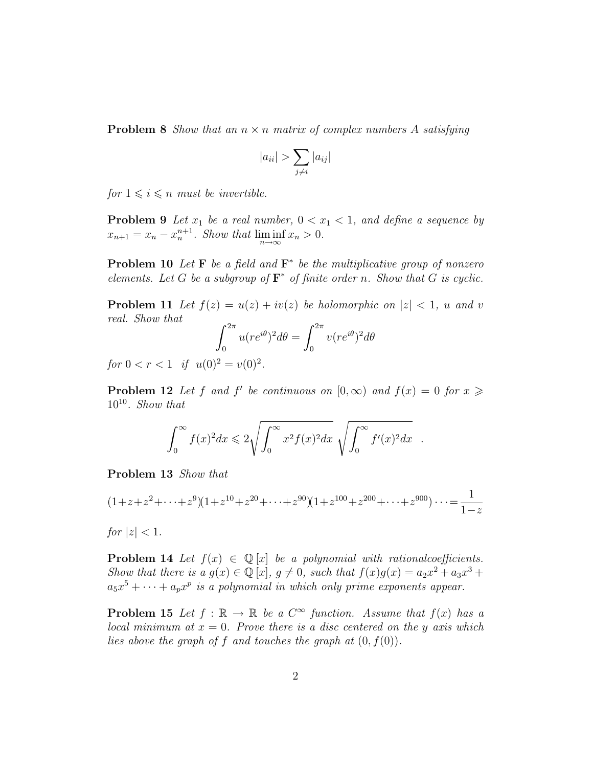**Problem 8** *Show that an $n \times n$ matrix of complex numbers $A$ satisfying*

$$|a_{ii}| > \sum_{j \neq i} |a_{ij}|$$

*for $1 \leqslant i \leqslant n$ must be invertible.*

**Problem 9** *Let $x_1$ be a real number, $0 < x_1 < 1$, and define a sequence by $x_{n+1} = x_n - x_n^{n+1}$. Show that $\liminf_{n \to \infty} x_n > 0$.*

**Problem 10** *Let $\mathbf{F}$ be a field and $\mathbf{F}^*$ be the multiplicative group of nonzero elements. Let $G$ be a subgroup of $\mathbf{F}^*$ of finite order $n$. Show that $G$ is cyclic.*

**Problem 11** *Let $f(z) = u(z) + iv(z)$ be holomorphic on $|z| < 1$, $u$ and $v$ real. Show that*

$$\int_0^{2\pi} u(re^{i\theta})^2 d\theta = \int_0^{2\pi} v(re^{i\theta})^2 d\theta$$

*for $0 < r < 1$ if $u(0)^2 = v(0)^2$.*

**Problem 12** *Let $f$ and $f'$ be continuous on $[0, \infty)$ and $f(x) = 0$ for $x \geqslant 10^{10}$. Show that*

$$\int_0^\infty f(x)^2 dx \leqslant 2\sqrt{\int_0^\infty x^2 f(x)^2 dx}\ \sqrt{\int_0^\infty f'(x)^2 dx}\ \ .$$

**Problem 13** *Show that*

$$(1+z+z^2+\cdots+z^9)(1+z^{10}+z^{20}+\cdots+z^{90})(1+z^{100}+z^{200}+\cdots+z^{900})\cdots = \frac{1}{1-z}$$

*for $|z| < 1$.*

**Problem 14** *Let $f(x) \in \mathbb{Q}[x]$ be a polynomial with rationalcoefficients. Show that there is a $g(x) \in \mathbb{Q}[x]$, $g \neq 0$, such that $f(x)g(x) = a_2x^2 + a_3x^3 + a_5x^5 + \cdots + a_px^p$ is a polynomial in which only prime exponents appear.*

**Problem 15** *Let $f : \mathbb{R} \to \mathbb{R}$ be a $C^\infty$ function. Assume that $f(x)$ has a local minimum at $x = 0$. Prove there is a disc centered on the $y$ axis which lies above the graph of $f$ and touches the graph at $(0, f(0))$.*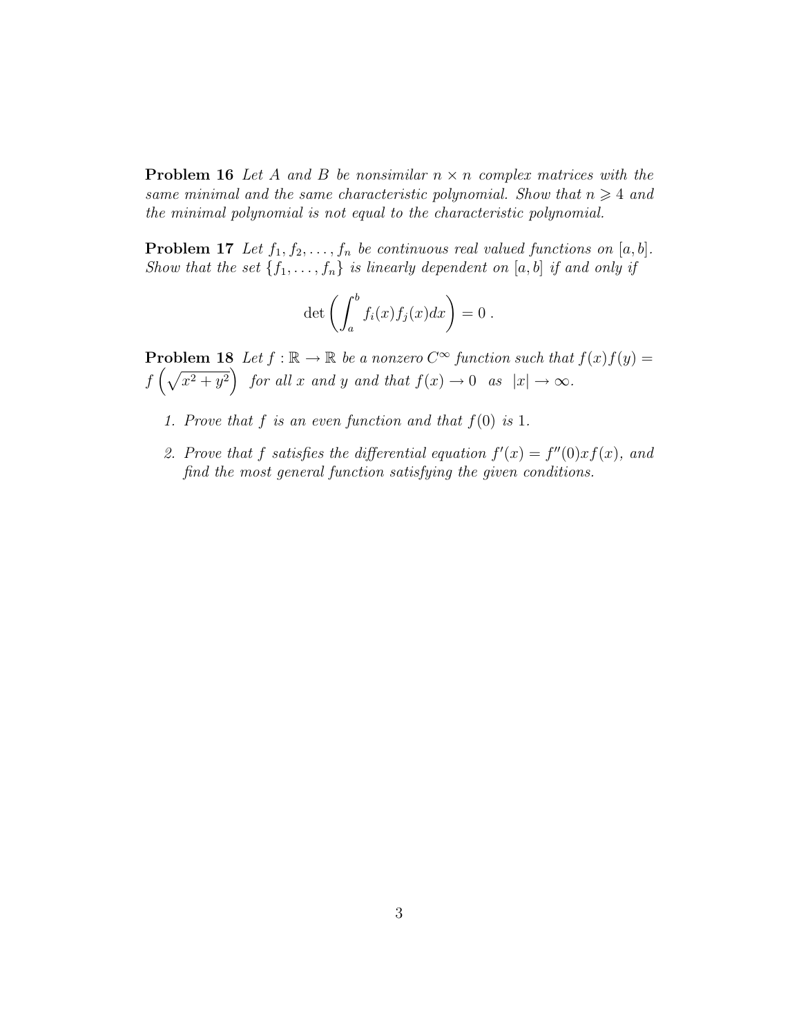**Problem 16** *Let $A$ and $B$ be nonsimilar $n \times n$ complex matrices with the same minimal and the same characteristic polynomial. Show that $n \geqslant 4$ and the minimal polynomial is not equal to the characteristic polynomial.*

**Problem 17** *Let $f_1, f_2, \ldots, f_n$ be continuous real valued functions on $[a, b]$. Show that the set $\{f_1, \ldots, f_n\}$ is linearly dependent on $[a, b]$ if and only if*

$$\det\left(\int_a^b f_i(x) f_j(x) dx\right) = 0 \, .$$

**Problem 18** *Let $f : \mathbb{R} \to \mathbb{R}$ be a nonzero $C^\infty$ function such that $f(x)f(y) = f\left(\sqrt{x^2 + y^2}\right)$ for all $x$ and $y$ and that $f(x) \to 0$ as $|x| \to \infty$.*

1. *Prove that $f$ is an even function and that $f(0)$ is 1.*
2. *Prove that $f$ satisfies the differential equation $f'(x) = f''(0) x f(x)$, and find the most general function satisfying the given conditions.*